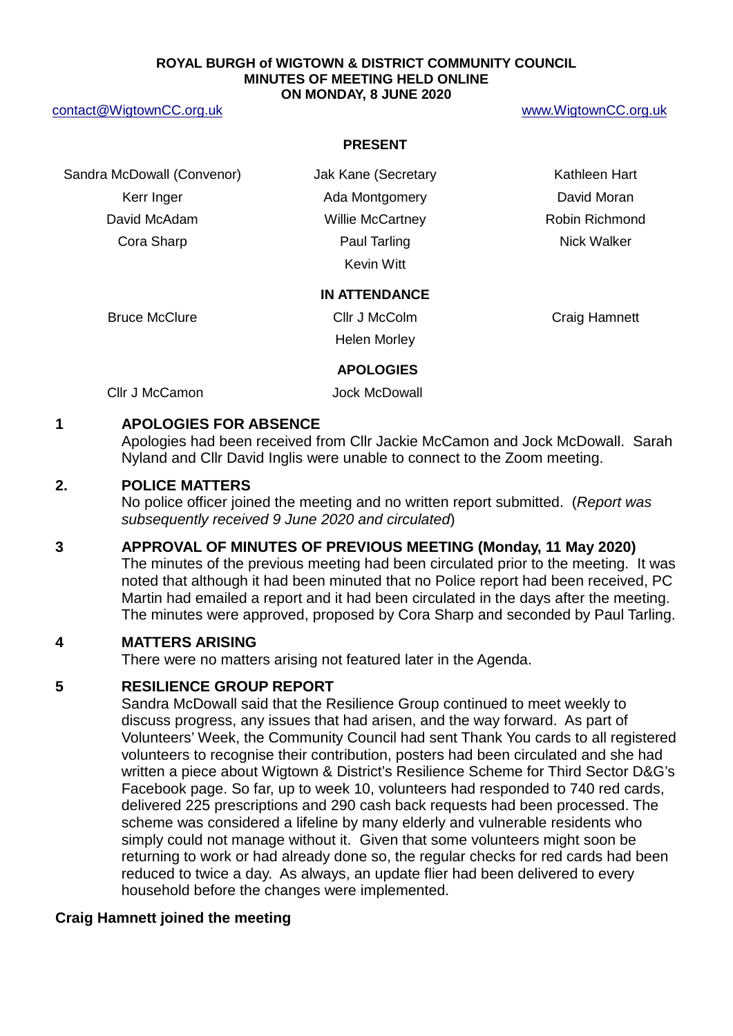**ROYAL BURGH of WIGTOWN & DISTRICT COMMUNITY COUNCIL**
**MINUTES OF MEETING HELD ONLINE**
**ON MONDAY, 8 JUNE 2020**

contact@WigtownCC.org.uk www.WigtownCC.org.uk

**PRESENT**

| | | |
|---|---|---|
| Sandra McDowall (Convenor) | Jak Kane (Secretary | Kathleen Hart |
| Kerr Inger | Ada Montgomery | David Moran |
| David McAdam | Willie McCartney | Robin Richmond |
| Cora Sharp | Paul Tarling | Nick Walker |
| | Kevin Witt | |

**IN ATTENDANCE**

| | | |
|---|---|---|
| Bruce McClure | Cllr J McColm | Craig Hamnett |
| | Helen Morley | |

**APOLOGIES**

| | |
|---|---|
| Cllr J McCamon | Jock McDowall |

## 1 APOLOGIES FOR ABSENCE

Apologies had been received from Cllr Jackie McCamon and Jock McDowall. Sarah Nyland and Cllr David Inglis were unable to connect to the Zoom meeting.

## 2. POLICE MATTERS

No police officer joined the meeting and no written report submitted. (*Report was subsequently received 9 June 2020 and circulated*)

## 3 APPROVAL OF MINUTES OF PREVIOUS MEETING (Monday, 11 May 2020)

The minutes of the previous meeting had been circulated prior to the meeting. It was noted that although it had been minuted that no Police report had been received, PC Martin had emailed a report and it had been circulated in the days after the meeting. The minutes were approved, proposed by Cora Sharp and seconded by Paul Tarling.

## 4 MATTERS ARISING

There were no matters arising not featured later in the Agenda.

## 5 RESILIENCE GROUP REPORT

Sandra McDowall said that the Resilience Group continued to meet weekly to discuss progress, any issues that had arisen, and the way forward. As part of Volunteers' Week, the Community Council had sent Thank You cards to all registered volunteers to recognise their contribution, posters had been circulated and she had written a piece about Wigtown & District's Resilience Scheme for Third Sector D&G's Facebook page. So far, up to week 10, volunteers had responded to 740 red cards, delivered 225 prescriptions and 290 cash back requests had been processed. The scheme was considered a lifeline by many elderly and vulnerable residents who simply could not manage without it. Given that some volunteers might soon be returning to work or had already done so, the regular checks for red cards had been reduced to twice a day. As always, an update flier had been delivered to every household before the changes were implemented.

**Craig Hamnett joined the meeting**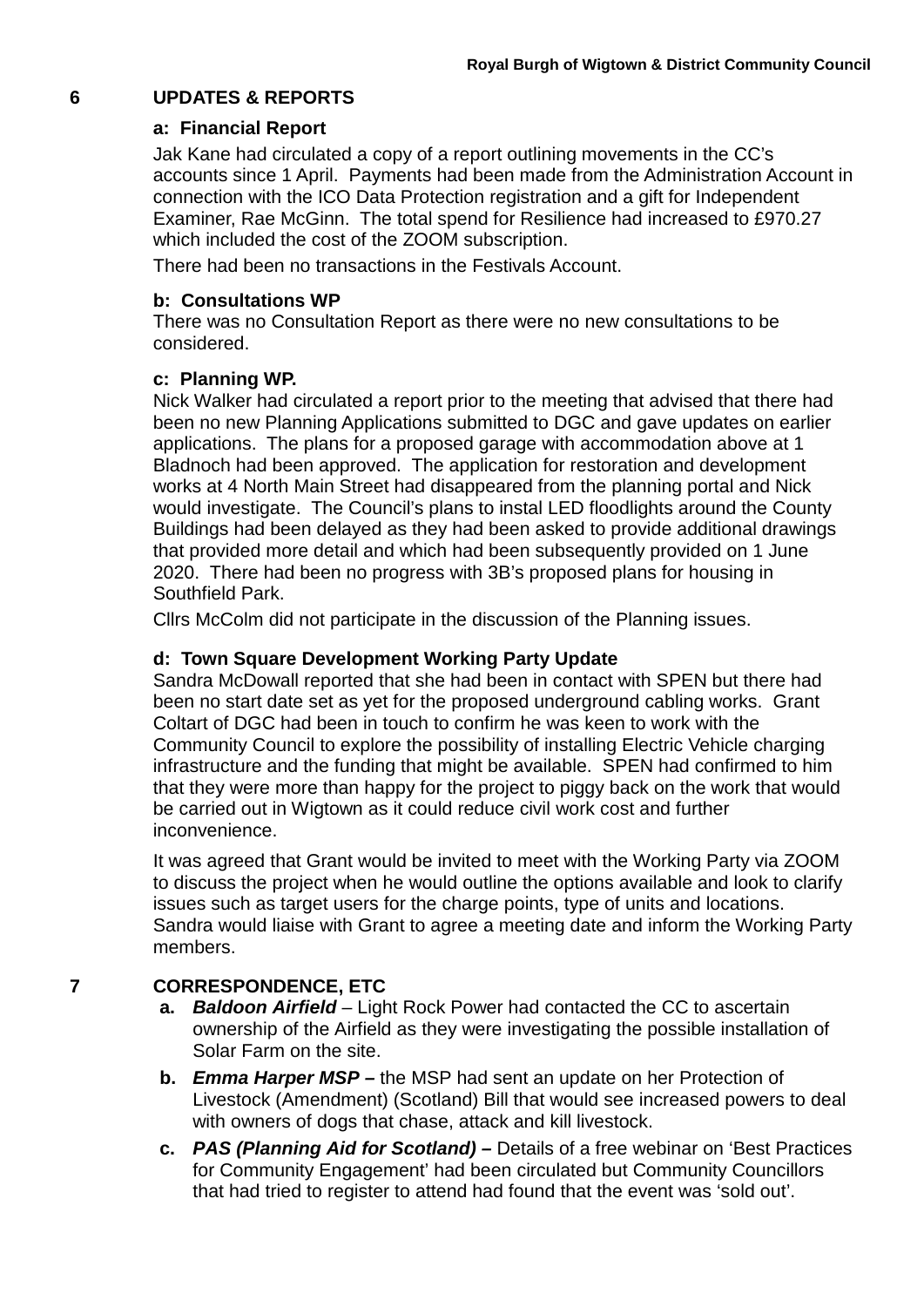## 6 UPDATES & REPORTS

### a: Financial Report

Jak Kane had circulated a copy of a report outlining movements in the CC's accounts since 1 April. Payments had been made from the Administration Account in connection with the ICO Data Protection registration and a gift for Independent Examiner, Rae McGinn. The total spend for Resilience had increased to £970.27 which included the cost of the ZOOM subscription.

There had been no transactions in the Festivals Account.

### b: Consultations WP

There was no Consultation Report as there were no new consultations to be considered.

### c: Planning WP.

Nick Walker had circulated a report prior to the meeting that advised that there had been no new Planning Applications submitted to DGC and gave updates on earlier applications. The plans for a proposed garage with accommodation above at 1 Bladnoch had been approved. The application for restoration and development works at 4 North Main Street had disappeared from the planning portal and Nick would investigate. The Council's plans to instal LED floodlights around the County Buildings had been delayed as they had been asked to provide additional drawings that provided more detail and which had been subsequently provided on 1 June 2020. There had been no progress with 3B's proposed plans for housing in Southfield Park.

Cllrs McColm did not participate in the discussion of the Planning issues.

### d: Town Square Development Working Party Update

Sandra McDowall reported that she had been in contact with SPEN but there had been no start date set as yet for the proposed underground cabling works. Grant Coltart of DGC had been in touch to confirm he was keen to work with the Community Council to explore the possibility of installing Electric Vehicle charging infrastructure and the funding that might be available. SPEN had confirmed to him that they were more than happy for the project to piggy back on the work that would be carried out in Wigtown as it could reduce civil work cost and further inconvenience.

It was agreed that Grant would be invited to meet with the Working Party via ZOOM to discuss the project when he would outline the options available and look to clarify issues such as target users for the charge points, type of units and locations. Sandra would liaise with Grant to agree a meeting date and inform the Working Party members.

## 7 CORRESPONDENCE, ETC

a. ***Baldoon Airfield*** – Light Rock Power had contacted the CC to ascertain ownership of the Airfield as they were investigating the possible installation of Solar Farm on the site.

b. ***Emma Harper MSP*** – the MSP had sent an update on her Protection of Livestock (Amendment) (Scotland) Bill that would see increased powers to deal with owners of dogs that chase, attack and kill livestock.

c. ***PAS (Planning Aid for Scotland)*** – Details of a free webinar on 'Best Practices for Community Engagement' had been circulated but Community Councillors that had tried to register to attend had found that the event was 'sold out'.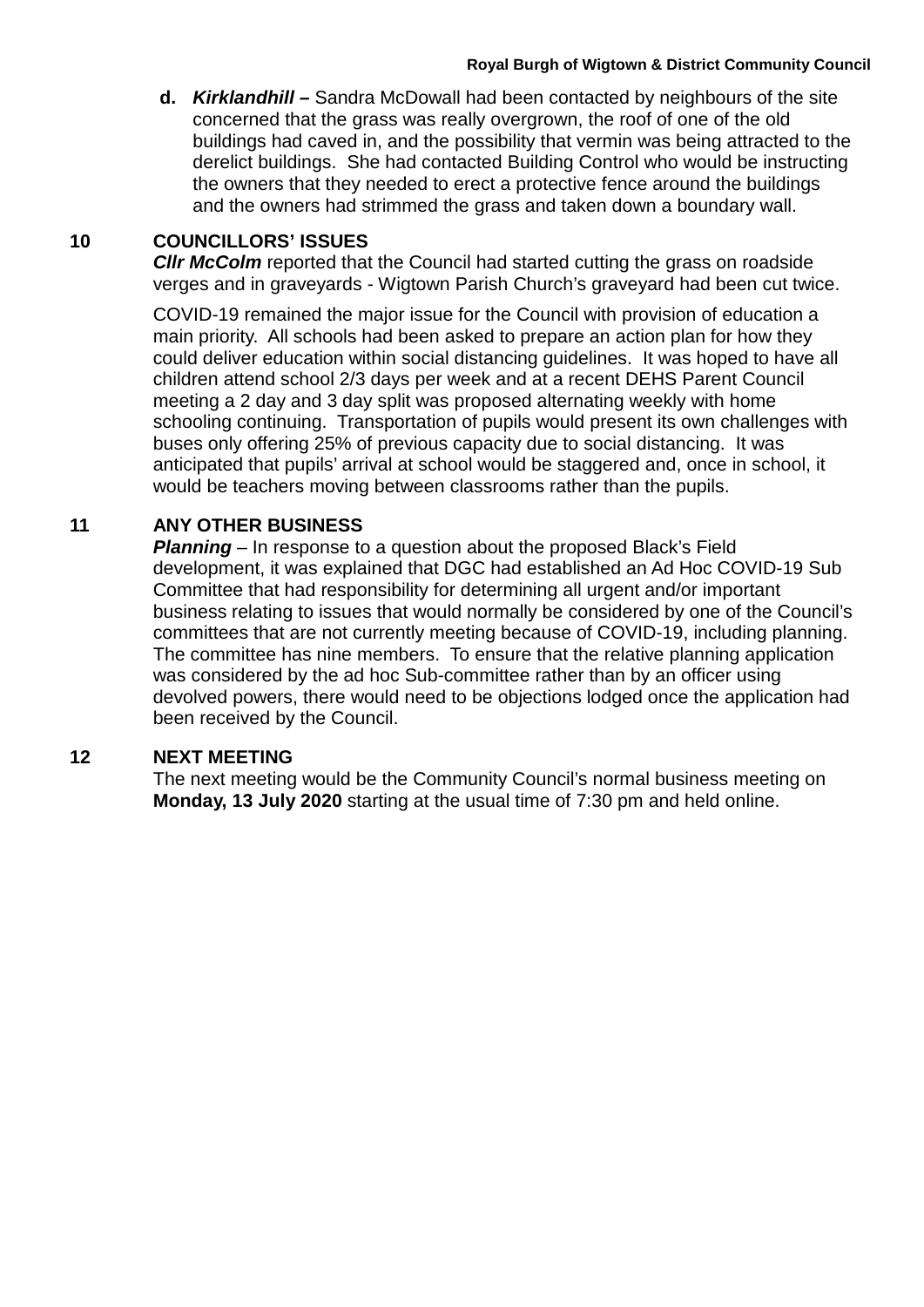**d.** ***Kirklandhill –*** Sandra McDowall had been contacted by neighbours of the site concerned that the grass was really overgrown, the roof of one of the old buildings had caved in, and the possibility that vermin was being attracted to the derelict buildings. She had contacted Building Control who would be instructing the owners that they needed to erect a protective fence around the buildings and the owners had strimmed the grass and taken down a boundary wall.

## 10 COUNCILLORS' ISSUES

***Cllr McColm*** reported that the Council had started cutting the grass on roadside verges and in graveyards - Wigtown Parish Church's graveyard had been cut twice.

COVID-19 remained the major issue for the Council with provision of education a main priority. All schools had been asked to prepare an action plan for how they could deliver education within social distancing guidelines. It was hoped to have all children attend school 2/3 days per week and at a recent DEHS Parent Council meeting a 2 day and 3 day split was proposed alternating weekly with home schooling continuing. Transportation of pupils would present its own challenges with buses only offering 25% of previous capacity due to social distancing. It was anticipated that pupils' arrival at school would be staggered and, once in school, it would be teachers moving between classrooms rather than the pupils.

## 11 ANY OTHER BUSINESS

***Planning*** – In response to a question about the proposed Black's Field development, it was explained that DGC had established an Ad Hoc COVID-19 Sub Committee that had responsibility for determining all urgent and/or important business relating to issues that would normally be considered by one of the Council's committees that are not currently meeting because of COVID-19, including planning. The committee has nine members. To ensure that the relative planning application was considered by the ad hoc Sub-committee rather than by an officer using devolved powers, there would need to be objections lodged once the application had been received by the Council.

## 12 NEXT MEETING

The next meeting would be the Community Council's normal business meeting on **Monday, 13 July 2020** starting at the usual time of 7:30 pm and held online.